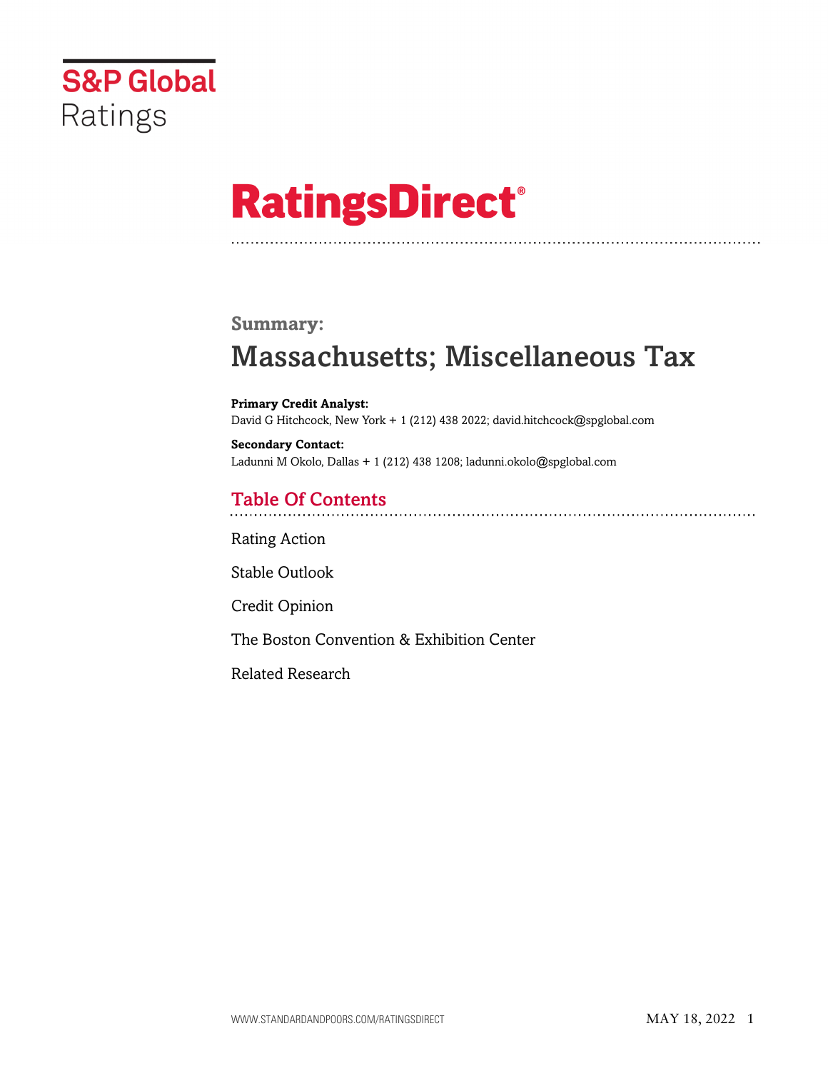S&P Global Ratings

# RatingsDirect®

## Summary:

# Massachusetts; Miscellaneous Tax

**Primary Credit Analyst:**
David G Hitchcock, New York + 1 (212) 438 2022; david.hitchcock@spglobal.com

**Secondary Contact:**
Ladunni M Okolo, Dallas + 1 (212) 438 1208; ladunni.okolo@spglobal.com

## Table Of Contents

Rating Action

Stable Outlook

Credit Opinion

The Boston Convention & Exhibition Center

Related Research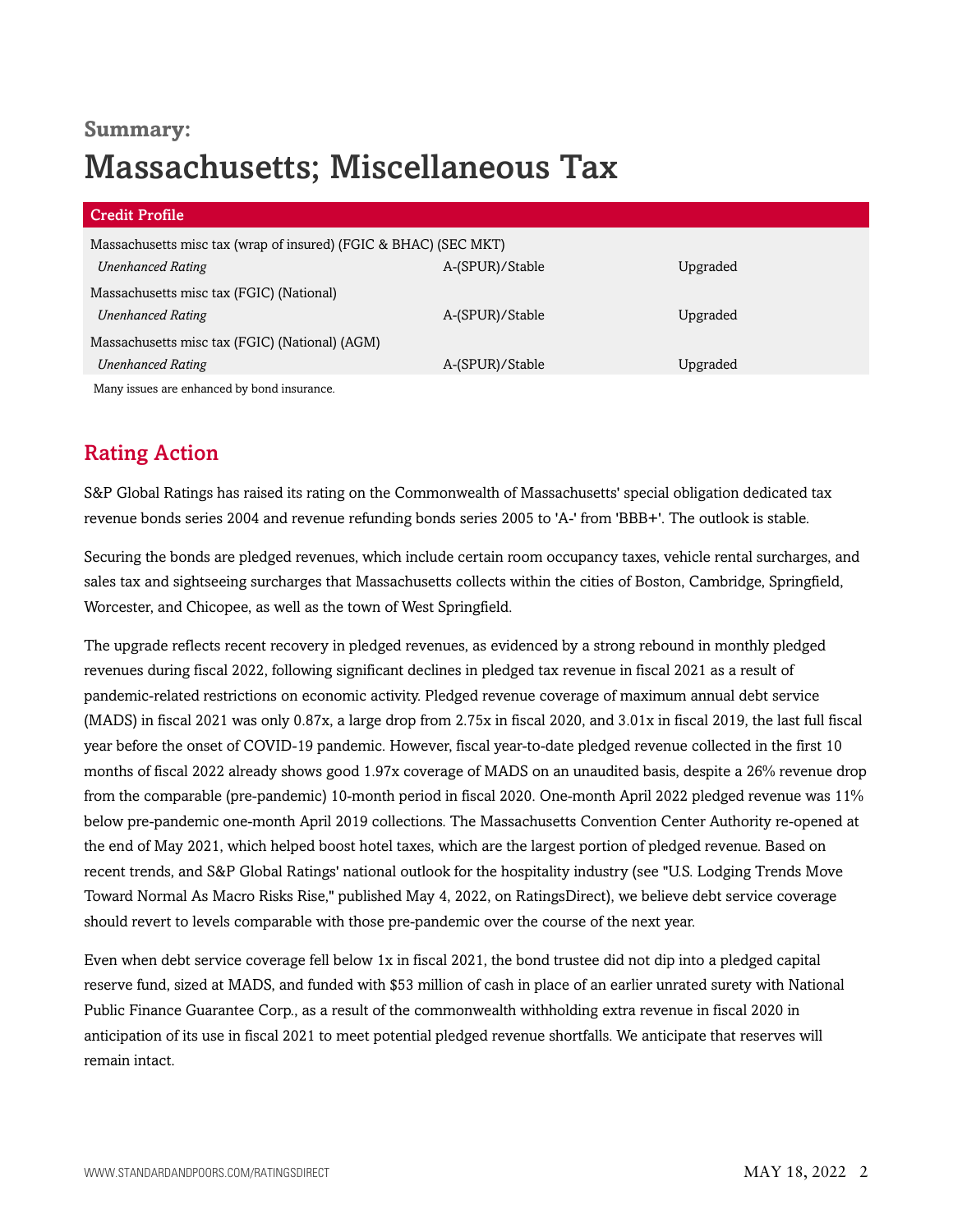**Summary:**

# Massachusetts; Miscellaneous Tax

| Credit Profile | | |
|---|---|---|
| Massachusetts misc tax (wrap of insured) (FGIC & BHAC) (SEC MKT) | | |
| *Unenhanced Rating* | A-(SPUR)/Stable | Upgraded |
| Massachusetts misc tax (FGIC) (National) | | |
| *Unenhanced Rating* | A-(SPUR)/Stable | Upgraded |
| Massachusetts misc tax (FGIC) (National) (AGM) | | |
| *Unenhanced Rating* | A-(SPUR)/Stable | Upgraded |

Many issues are enhanced by bond insurance.

## Rating Action

S&P Global Ratings has raised its rating on the Commonwealth of Massachusetts' special obligation dedicated tax revenue bonds series 2004 and revenue refunding bonds series 2005 to 'A-' from 'BBB+'. The outlook is stable.

Securing the bonds are pledged revenues, which include certain room occupancy taxes, vehicle rental surcharges, and sales tax and sightseeing surcharges that Massachusetts collects within the cities of Boston, Cambridge, Springfield, Worcester, and Chicopee, as well as the town of West Springfield.

The upgrade reflects recent recovery in pledged revenues, as evidenced by a strong rebound in monthly pledged revenues during fiscal 2022, following significant declines in pledged tax revenue in fiscal 2021 as a result of pandemic-related restrictions on economic activity. Pledged revenue coverage of maximum annual debt service (MADS) in fiscal 2021 was only 0.87x, a large drop from 2.75x in fiscal 2020, and 3.01x in fiscal 2019, the last full fiscal year before the onset of COVID-19 pandemic. However, fiscal year-to-date pledged revenue collected in the first 10 months of fiscal 2022 already shows good 1.97x coverage of MADS on an unaudited basis, despite a 26% revenue drop from the comparable (pre-pandemic) 10-month period in fiscal 2020. One-month April 2022 pledged revenue was 11% below pre-pandemic one-month April 2019 collections. The Massachusetts Convention Center Authority re-opened at the end of May 2021, which helped boost hotel taxes, which are the largest portion of pledged revenue. Based on recent trends, and S&P Global Ratings' national outlook for the hospitality industry (see "U.S. Lodging Trends Move Toward Normal As Macro Risks Rise," published May 4, 2022, on RatingsDirect), we believe debt service coverage should revert to levels comparable with those pre-pandemic over the course of the next year.

Even when debt service coverage fell below 1x in fiscal 2021, the bond trustee did not dip into a pledged capital reserve fund, sized at MADS, and funded with $53 million of cash in place of an earlier unrated surety with National Public Finance Guarantee Corp., as a result of the commonwealth withholding extra revenue in fiscal 2020 in anticipation of its use in fiscal 2021 to meet potential pledged revenue shortfalls. We anticipate that reserves will remain intact.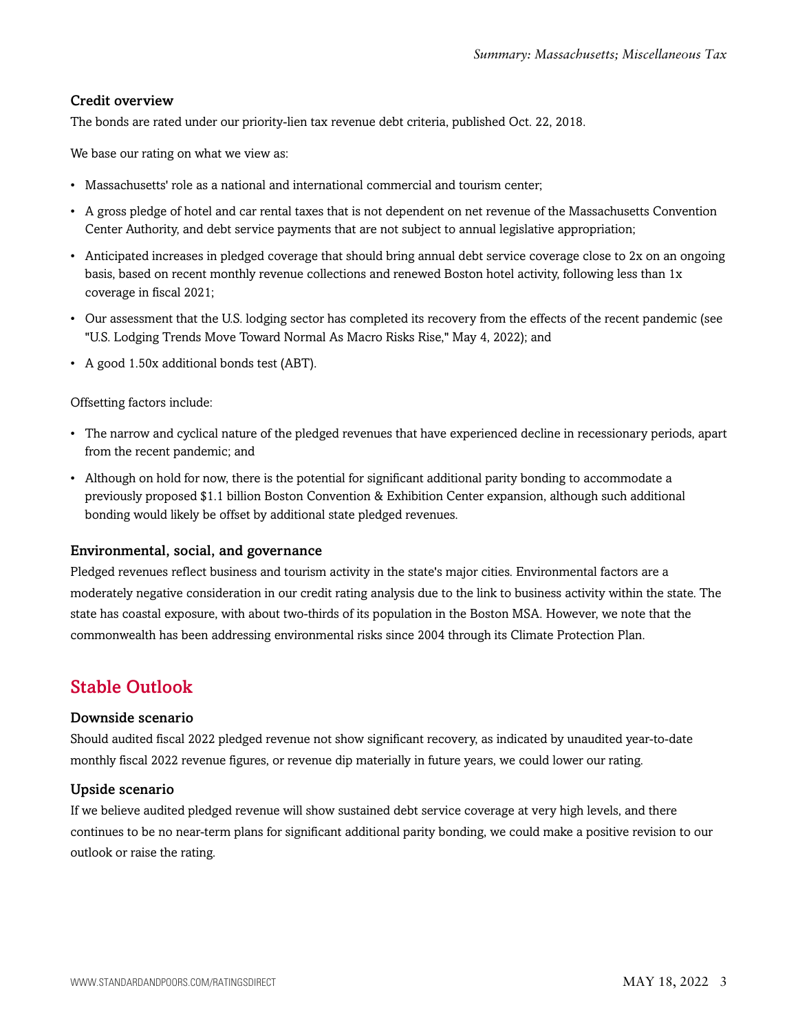### Credit overview

The bonds are rated under our priority-lien tax revenue debt criteria, published Oct. 22, 2018.

We base our rating on what we view as:

- Massachusetts' role as a national and international commercial and tourism center;
- A gross pledge of hotel and car rental taxes that is not dependent on net revenue of the Massachusetts Convention Center Authority, and debt service payments that are not subject to annual legislative appropriation;
- Anticipated increases in pledged coverage that should bring annual debt service coverage close to 2x on an ongoing basis, based on recent monthly revenue collections and renewed Boston hotel activity, following less than 1x coverage in fiscal 2021;
- Our assessment that the U.S. lodging sector has completed its recovery from the effects of the recent pandemic (see "U.S. Lodging Trends Move Toward Normal As Macro Risks Rise," May 4, 2022); and
- A good 1.50x additional bonds test (ABT).

Offsetting factors include:

- The narrow and cyclical nature of the pledged revenues that have experienced decline in recessionary periods, apart from the recent pandemic; and
- Although on hold for now, there is the potential for significant additional parity bonding to accommodate a previously proposed $1.1 billion Boston Convention & Exhibition Center expansion, although such additional bonding would likely be offset by additional state pledged revenues.

### Environmental, social, and governance

Pledged revenues reflect business and tourism activity in the state's major cities. Environmental factors are a moderately negative consideration in our credit rating analysis due to the link to business activity within the state. The state has coastal exposure, with about two-thirds of its population in the Boston MSA. However, we note that the commonwealth has been addressing environmental risks since 2004 through its Climate Protection Plan.

## Stable Outlook

### Downside scenario

Should audited fiscal 2022 pledged revenue not show significant recovery, as indicated by unaudited year-to-date monthly fiscal 2022 revenue figures, or revenue dip materially in future years, we could lower our rating.

### Upside scenario

If we believe audited pledged revenue will show sustained debt service coverage at very high levels, and there continues to be no near-term plans for significant additional parity bonding, we could make a positive revision to our outlook or raise the rating.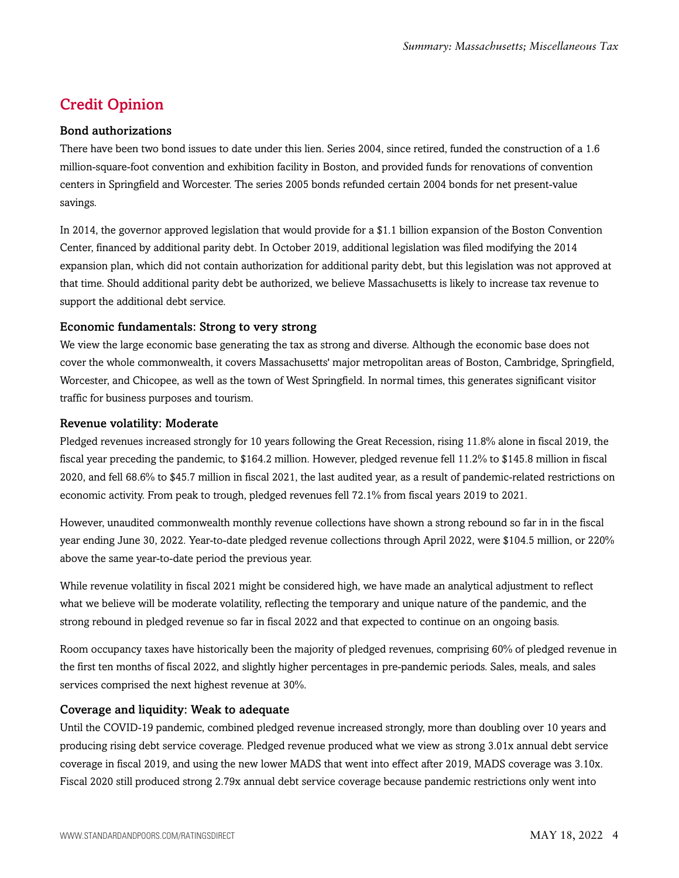## Credit Opinion

### Bond authorizations

There have been two bond issues to date under this lien. Series 2004, since retired, funded the construction of a 1.6 million-square-foot convention and exhibition facility in Boston, and provided funds for renovations of convention centers in Springfield and Worcester. The series 2005 bonds refunded certain 2004 bonds for net present-value savings.

In 2014, the governor approved legislation that would provide for a $1.1 billion expansion of the Boston Convention Center, financed by additional parity debt. In October 2019, additional legislation was filed modifying the 2014 expansion plan, which did not contain authorization for additional parity debt, but this legislation was not approved at that time. Should additional parity debt be authorized, we believe Massachusetts is likely to increase tax revenue to support the additional debt service.

### Economic fundamentals: Strong to very strong

We view the large economic base generating the tax as strong and diverse. Although the economic base does not cover the whole commonwealth, it covers Massachusetts' major metropolitan areas of Boston, Cambridge, Springfield, Worcester, and Chicopee, as well as the town of West Springfield. In normal times, this generates significant visitor traffic for business purposes and tourism.

### Revenue volatility: Moderate

Pledged revenues increased strongly for 10 years following the Great Recession, rising 11.8% alone in fiscal 2019, the fiscal year preceding the pandemic, to $164.2 million. However, pledged revenue fell 11.2% to $145.8 million in fiscal 2020, and fell 68.6% to $45.7 million in fiscal 2021, the last audited year, as a result of pandemic-related restrictions on economic activity. From peak to trough, pledged revenues fell 72.1% from fiscal years 2019 to 2021.

However, unaudited commonwealth monthly revenue collections have shown a strong rebound so far in in the fiscal year ending June 30, 2022. Year-to-date pledged revenue collections through April 2022, were $104.5 million, or 220% above the same year-to-date period the previous year.

While revenue volatility in fiscal 2021 might be considered high, we have made an analytical adjustment to reflect what we believe will be moderate volatility, reflecting the temporary and unique nature of the pandemic, and the strong rebound in pledged revenue so far in fiscal 2022 and that expected to continue on an ongoing basis.

Room occupancy taxes have historically been the majority of pledged revenues, comprising 60% of pledged revenue in the first ten months of fiscal 2022, and slightly higher percentages in pre-pandemic periods. Sales, meals, and sales services comprised the next highest revenue at 30%.

### Coverage and liquidity: Weak to adequate

Until the COVID-19 pandemic, combined pledged revenue increased strongly, more than doubling over 10 years and producing rising debt service coverage. Pledged revenue produced what we view as strong 3.01x annual debt service coverage in fiscal 2019, and using the new lower MADS that went into effect after 2019, MADS coverage was 3.10x. Fiscal 2020 still produced strong 2.79x annual debt service coverage because pandemic restrictions only went into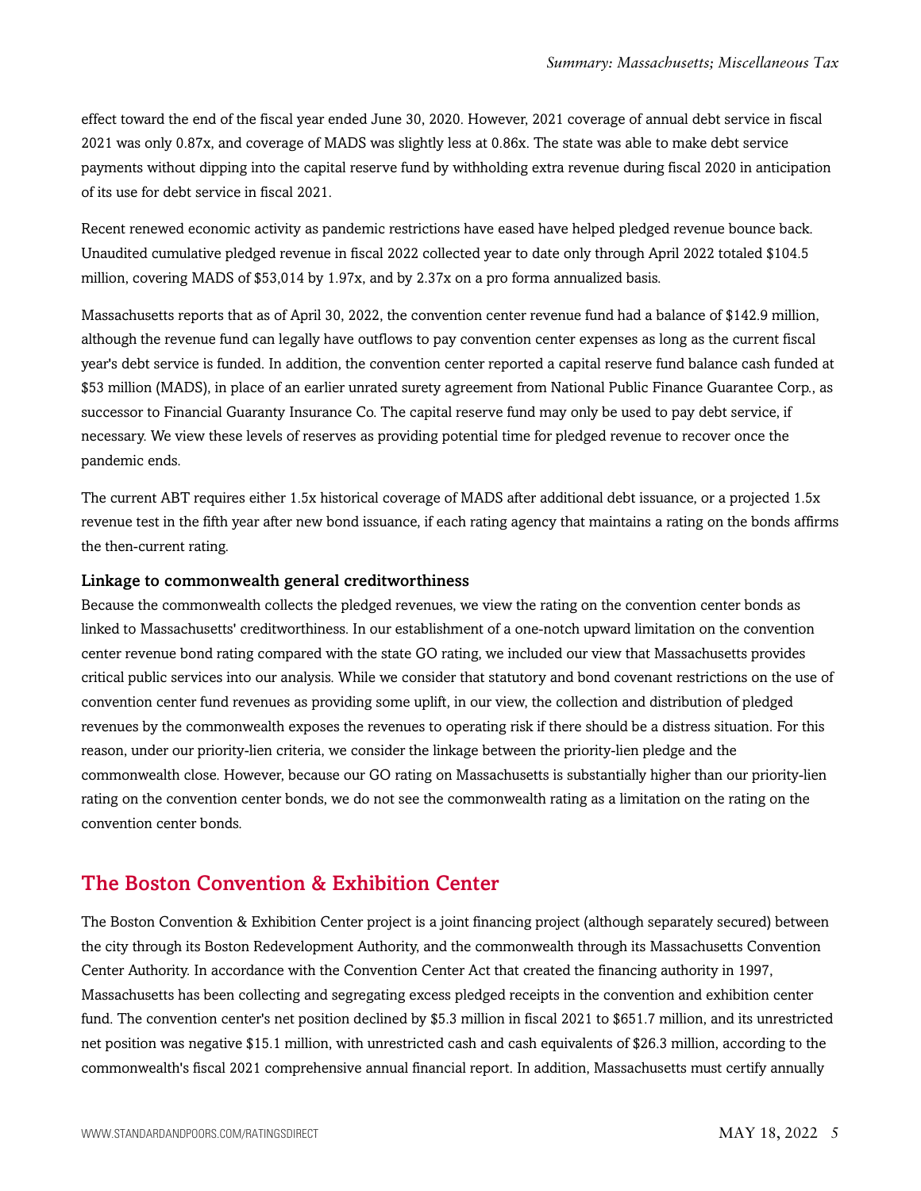effect toward the end of the fiscal year ended June 30, 2020. However, 2021 coverage of annual debt service in fiscal 2021 was only 0.87x, and coverage of MADS was slightly less at 0.86x. The state was able to make debt service payments without dipping into the capital reserve fund by withholding extra revenue during fiscal 2020 in anticipation of its use for debt service in fiscal 2021.

Recent renewed economic activity as pandemic restrictions have eased have helped pledged revenue bounce back. Unaudited cumulative pledged revenue in fiscal 2022 collected year to date only through April 2022 totaled $104.5 million, covering MADS of $53,014 by 1.97x, and by 2.37x on a pro forma annualized basis.

Massachusetts reports that as of April 30, 2022, the convention center revenue fund had a balance of $142.9 million, although the revenue fund can legally have outflows to pay convention center expenses as long as the current fiscal year's debt service is funded. In addition, the convention center reported a capital reserve fund balance cash funded at $53 million (MADS), in place of an earlier unrated surety agreement from National Public Finance Guarantee Corp., as successor to Financial Guaranty Insurance Co. The capital reserve fund may only be used to pay debt service, if necessary. We view these levels of reserves as providing potential time for pledged revenue to recover once the pandemic ends.

The current ABT requires either 1.5x historical coverage of MADS after additional debt issuance, or a projected 1.5x revenue test in the fifth year after new bond issuance, if each rating agency that maintains a rating on the bonds affirms the then-current rating.

### Linkage to commonwealth general creditworthiness

Because the commonwealth collects the pledged revenues, we view the rating on the convention center bonds as linked to Massachusetts' creditworthiness. In our establishment of a one-notch upward limitation on the convention center revenue bond rating compared with the state GO rating, we included our view that Massachusetts provides critical public services into our analysis. While we consider that statutory and bond covenant restrictions on the use of convention center fund revenues as providing some uplift, in our view, the collection and distribution of pledged revenues by the commonwealth exposes the revenues to operating risk if there should be a distress situation. For this reason, under our priority-lien criteria, we consider the linkage between the priority-lien pledge and the commonwealth close. However, because our GO rating on Massachusetts is substantially higher than our priority-lien rating on the convention center bonds, we do not see the commonwealth rating as a limitation on the rating on the convention center bonds.

## The Boston Convention & Exhibition Center

The Boston Convention & Exhibition Center project is a joint financing project (although separately secured) between the city through its Boston Redevelopment Authority, and the commonwealth through its Massachusetts Convention Center Authority. In accordance with the Convention Center Act that created the financing authority in 1997, Massachusetts has been collecting and segregating excess pledged receipts in the convention and exhibition center fund. The convention center's net position declined by $5.3 million in fiscal 2021 to $651.7 million, and its unrestricted net position was negative $15.1 million, with unrestricted cash and cash equivalents of $26.3 million, according to the commonwealth's fiscal 2021 comprehensive annual financial report. In addition, Massachusetts must certify annually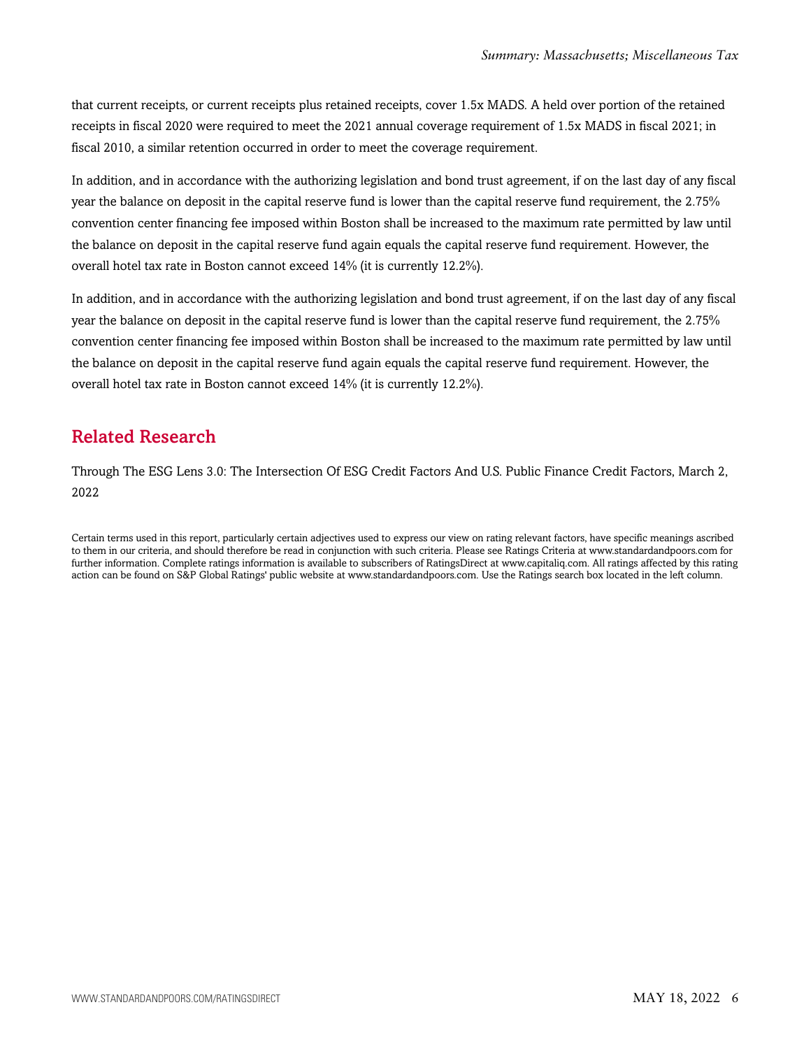that current receipts, or current receipts plus retained receipts, cover 1.5x MADS. A held over portion of the retained receipts in fiscal 2020 were required to meet the 2021 annual coverage requirement of 1.5x MADS in fiscal 2021; in fiscal 2010, a similar retention occurred in order to meet the coverage requirement.

In addition, and in accordance with the authorizing legislation and bond trust agreement, if on the last day of any fiscal year the balance on deposit in the capital reserve fund is lower than the capital reserve fund requirement, the 2.75% convention center financing fee imposed within Boston shall be increased to the maximum rate permitted by law until the balance on deposit in the capital reserve fund again equals the capital reserve fund requirement. However, the overall hotel tax rate in Boston cannot exceed 14% (it is currently 12.2%).

In addition, and in accordance with the authorizing legislation and bond trust agreement, if on the last day of any fiscal year the balance on deposit in the capital reserve fund is lower than the capital reserve fund requirement, the 2.75% convention center financing fee imposed within Boston shall be increased to the maximum rate permitted by law until the balance on deposit in the capital reserve fund again equals the capital reserve fund requirement. However, the overall hotel tax rate in Boston cannot exceed 14% (it is currently 12.2%).

## Related Research

Through The ESG Lens 3.0: The Intersection Of ESG Credit Factors And U.S. Public Finance Credit Factors, March 2, 2022

Certain terms used in this report, particularly certain adjectives used to express our view on rating relevant factors, have specific meanings ascribed to them in our criteria, and should therefore be read in conjunction with such criteria. Please see Ratings Criteria at www.standardandpoors.com for further information. Complete ratings information is available to subscribers of RatingsDirect at www.capitaliq.com. All ratings affected by this rating action can be found on S&P Global Ratings' public website at www.standardandpoors.com. Use the Ratings search box located in the left column.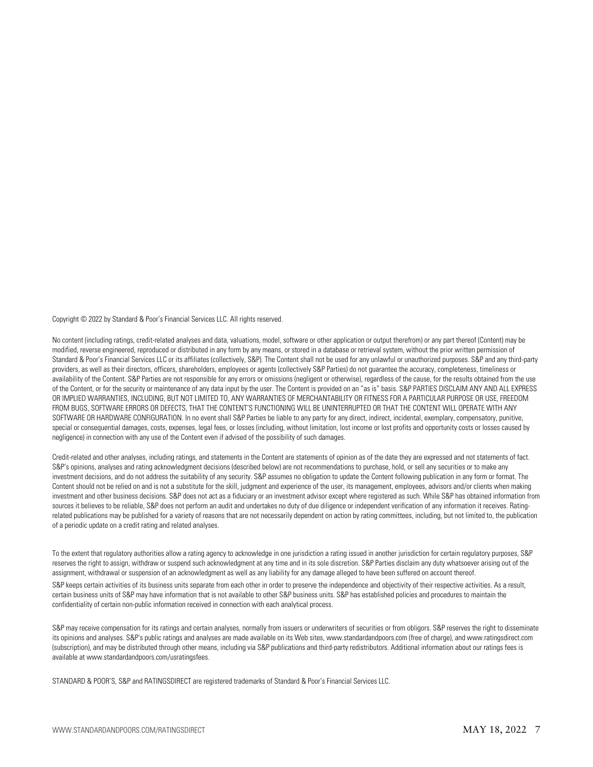Copyright © 2022 by Standard & Poor's Financial Services LLC. All rights reserved.

No content (including ratings, credit-related analyses and data, valuations, model, software or other application or output therefrom) or any part thereof (Content) may be modified, reverse engineered, reproduced or distributed in any form by any means, or stored in a database or retrieval system, without the prior written permission of Standard & Poor's Financial Services LLC or its affiliates (collectively, S&P). The Content shall not be used for any unlawful or unauthorized purposes. S&P and any third-party providers, as well as their directors, officers, shareholders, employees or agents (collectively S&P Parties) do not guarantee the accuracy, completeness, timeliness or availability of the Content. S&P Parties are not responsible for any errors or omissions (negligent or otherwise), regardless of the cause, for the results obtained from the use of the Content, or for the security or maintenance of any data input by the user. The Content is provided on an "as is" basis. S&P PARTIES DISCLAIM ANY AND ALL EXPRESS OR IMPLIED WARRANTIES, INCLUDING, BUT NOT LIMITED TO, ANY WARRANTIES OF MERCHANTABILITY OR FITNESS FOR A PARTICULAR PURPOSE OR USE, FREEDOM FROM BUGS, SOFTWARE ERRORS OR DEFECTS, THAT THE CONTENT'S FUNCTIONING WILL BE UNINTERRUPTED OR THAT THE CONTENT WILL OPERATE WITH ANY SOFTWARE OR HARDWARE CONFIGURATION. In no event shall S&P Parties be liable to any party for any direct, indirect, incidental, exemplary, compensatory, punitive, special or consequential damages, costs, expenses, legal fees, or losses (including, without limitation, lost income or lost profits and opportunity costs or losses caused by negligence) in connection with any use of the Content even if advised of the possibility of such damages.

Credit-related and other analyses, including ratings, and statements in the Content are statements of opinion as of the date they are expressed and not statements of fact. S&P's opinions, analyses and rating acknowledgment decisions (described below) are not recommendations to purchase, hold, or sell any securities or to make any investment decisions, and do not address the suitability of any security. S&P assumes no obligation to update the Content following publication in any form or format. The Content should not be relied on and is not a substitute for the skill, judgment and experience of the user, its management, employees, advisors and/or clients when making investment and other business decisions. S&P does not act as a fiduciary or an investment advisor except where registered as such. While S&P has obtained information from sources it believes to be reliable, S&P does not perform an audit and undertakes no duty of due diligence or independent verification of any information it receives. Rating-related publications may be published for a variety of reasons that are not necessarily dependent on action by rating committees, including, but not limited to, the publication of a periodic update on a credit rating and related analyses.

To the extent that regulatory authorities allow a rating agency to acknowledge in one jurisdiction a rating issued in another jurisdiction for certain regulatory purposes, S&P reserves the right to assign, withdraw or suspend such acknowledgment at any time and in its sole discretion. S&P Parties disclaim any duty whatsoever arising out of the assignment, withdrawal or suspension of an acknowledgment as well as any liability for any damage alleged to have been suffered on account thereof.

S&P keeps certain activities of its business units separate from each other in order to preserve the independence and objectivity of their respective activities. As a result, certain business units of S&P may have information that is not available to other S&P business units. S&P has established policies and procedures to maintain the confidentiality of certain non-public information received in connection with each analytical process.

S&P may receive compensation for its ratings and certain analyses, normally from issuers or underwriters of securities or from obligors. S&P reserves the right to disseminate its opinions and analyses. S&P's public ratings and analyses are made available on its Web sites, www.standardandpoors.com (free of charge), and www.ratingsdirect.com (subscription), and may be distributed through other means, including via S&P publications and third-party redistributors. Additional information about our ratings fees is available at www.standardandpoors.com/usratingsfees.

STANDARD & POOR'S, S&P and RATINGSDIRECT are registered trademarks of Standard & Poor's Financial Services LLC.